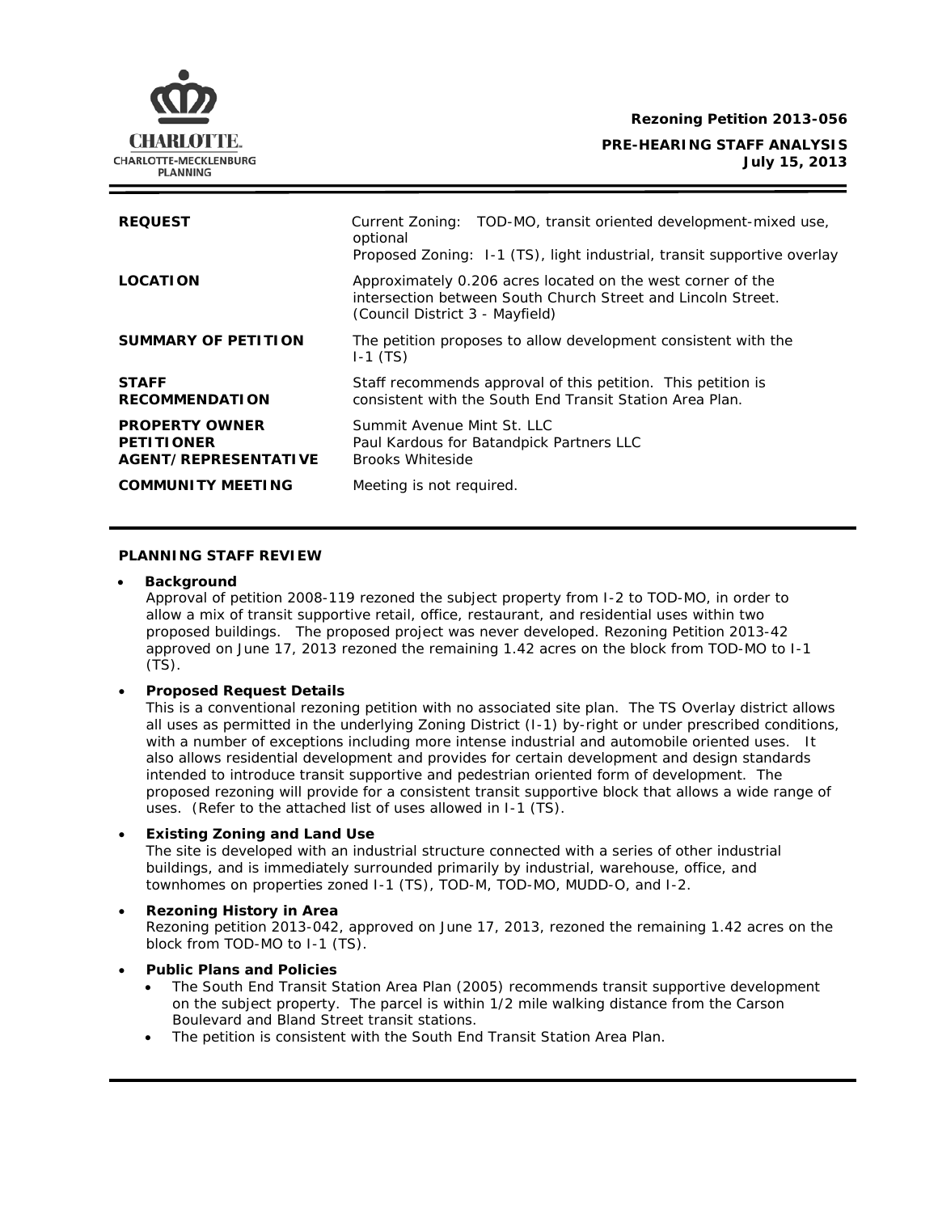CHARLOTTE.
CHARLOTTE-MECKLENBURG
PLANNING

**Rezoning Petition 2013-056**

**PRE-HEARING STAFF ANALYSIS**
**July 15, 2013**

| | |
|---|---|
| **REQUEST** | Current Zoning: TOD-MO, transit oriented development-mixed use, optional<br>Proposed Zoning: I-1 (TS), light industrial, transit supportive overlay |
| **LOCATION** | Approximately 0.206 acres located on the west corner of the intersection between South Church Street and Lincoln Street. (Council District 3 - Mayfield) |
| **SUMMARY OF PETITION** | The petition proposes to allow development consistent with the I-1 (TS) |
| **STAFF RECOMMENDATION** | Staff recommends approval of this petition. This petition is consistent with the South End Transit Station Area Plan. |
| **PROPERTY OWNER**<br>**PETITIONER**<br>**AGENT/REPRESENTATIVE** | Summit Avenue Mint St. LLC<br>Paul Kardous for Batandpick Partners LLC<br>Brooks Whiteside |
| **COMMUNITY MEETING** | Meeting is not required. |

## PLANNING STAFF REVIEW

- **Background**
  Approval of petition 2008-119 rezoned the subject property from I-2 to TOD-MO, in order to allow a mix of transit supportive retail, office, restaurant, and residential uses within two proposed buildings. The proposed project was never developed. Rezoning Petition 2013-42 approved on June 17, 2013 rezoned the remaining 1.42 acres on the block from TOD-MO to I-1 (TS).

- **Proposed Request Details**
  This is a conventional rezoning petition with no associated site plan. The TS Overlay district allows all uses as permitted in the underlying Zoning District (I-1) by-right or under prescribed conditions, with a number of exceptions including more intense industrial and automobile oriented uses. It also allows residential development and provides for certain development and design standards intended to introduce transit supportive and pedestrian oriented form of development. The proposed rezoning will provide for a consistent transit supportive block that allows a wide range of uses. (Refer to the attached list of uses allowed in I-1 (TS).

- **Existing Zoning and Land Use**
  The site is developed with an industrial structure connected with a series of other industrial buildings, and is immediately surrounded primarily by industrial, warehouse, office, and townhomes on properties zoned I-1 (TS), TOD-M, TOD-MO, MUDD-O, and I-2.

- **Rezoning History in Area**
  Rezoning petition 2013-042, approved on June 17, 2013, rezoned the remaining 1.42 acres on the block from TOD-MO to I-1 (TS).

- **Public Plans and Policies**
  - The South End Transit Station Area Plan (2005) recommends transit supportive development on the subject property. The parcel is within 1/2 mile walking distance from the Carson Boulevard and Bland Street transit stations.
  - The petition is consistent with the South End Transit Station Area Plan.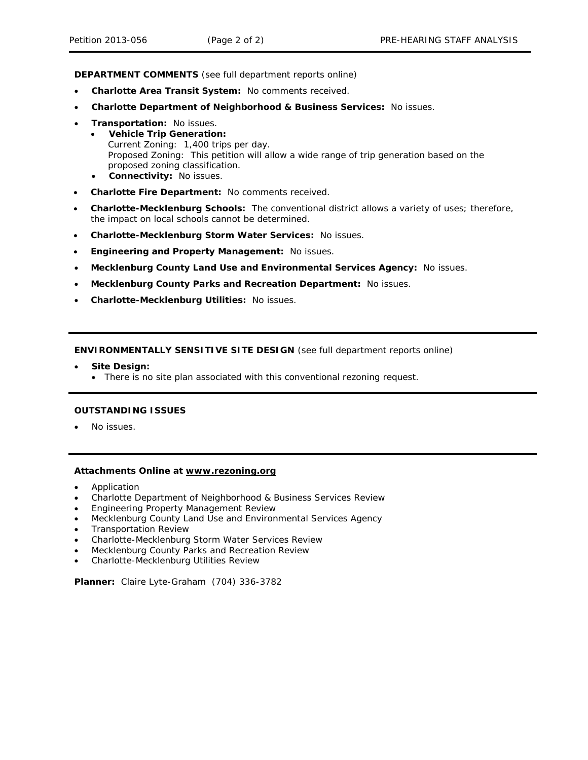**DEPARTMENT COMMENTS** (see full department reports online)

- **Charlotte Area Transit System:** No comments received.
- **Charlotte Department of Neighborhood & Business Services:** No issues.
- **Transportation:** No issues.
  - **Vehicle Trip Generation:**
    Current Zoning: 1,400 trips per day.
    Proposed Zoning: This petition will allow a wide range of trip generation based on the proposed zoning classification.
  - **Connectivity:** No issues.
- **Charlotte Fire Department:** No comments received.
- **Charlotte-Mecklenburg Schools:** The conventional district allows a variety of uses; therefore, the impact on local schools cannot be determined.
- **Charlotte-Mecklenburg Storm Water Services:** No issues.
- **Engineering and Property Management:** No issues.
- **Mecklenburg County Land Use and Environmental Services Agency:** No issues.
- **Mecklenburg County Parks and Recreation Department:** No issues.
- **Charlotte-Mecklenburg Utilities:** No issues.

---

**ENVIRONMENTALLY SENSITIVE SITE DESIGN** (see full department reports online)

- **Site Design:**
  - There is no site plan associated with this conventional rezoning request.

---

**OUTSTANDING ISSUES**

- No issues.

---

**Attachments Online at www.rezoning.org**

- Application
- Charlotte Department of Neighborhood & Business Services Review
- Engineering Property Management Review
- Mecklenburg County Land Use and Environmental Services Agency
- Transportation Review
- Charlotte-Mecklenburg Storm Water Services Review
- Mecklenburg County Parks and Recreation Review
- Charlotte-Mecklenburg Utilities Review

**Planner:** Claire Lyte-Graham (704) 336-3782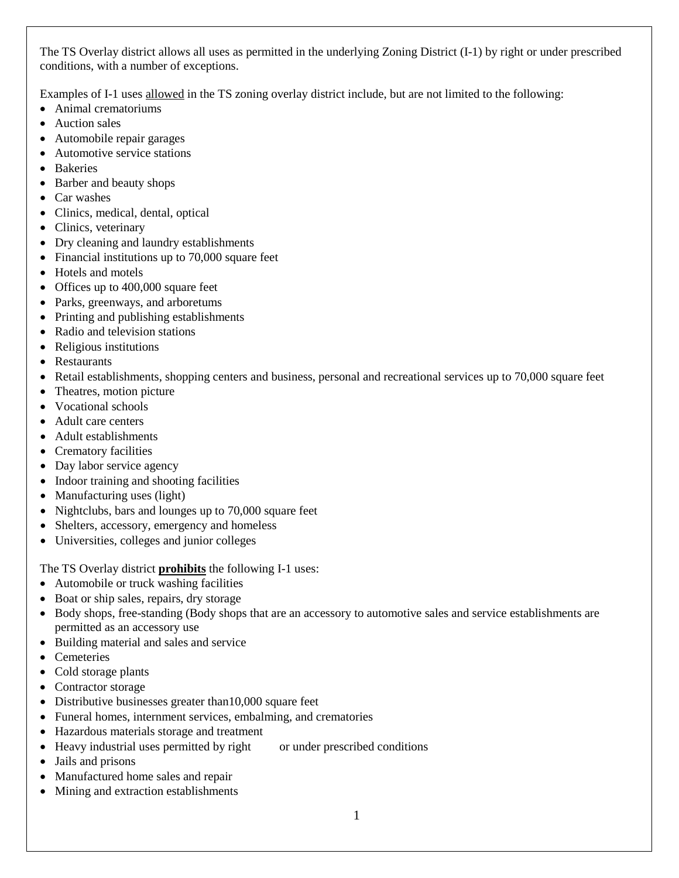The TS Overlay district allows all uses as permitted in the underlying Zoning District (I-1) by right or under prescribed conditions, with a number of exceptions.

Examples of I-1 uses <u>allowed</u> in the TS zoning overlay district include, but are not limited to the following:

- Animal crematoriums
- Auction sales
- Automobile repair garages
- Automotive service stations
- Bakeries
- Barber and beauty shops
- Car washes
- Clinics, medical, dental, optical
- Clinics, veterinary
- Dry cleaning and laundry establishments
- Financial institutions up to 70,000 square feet
- Hotels and motels
- Offices up to 400,000 square feet
- Parks, greenways, and arboretums
- Printing and publishing establishments
- Radio and television stations
- Religious institutions
- Restaurants
- Retail establishments, shopping centers and business, personal and recreational services up to 70,000 square feet
- Theatres, motion picture
- Vocational schools
- Adult care centers
- Adult establishments
- Crematory facilities
- Day labor service agency
- Indoor training and shooting facilities
- Manufacturing uses (light)
- Nightclubs, bars and lounges up to 70,000 square feet
- Shelters, accessory, emergency and homeless
- Universities, colleges and junior colleges

The TS Overlay district <u>**prohibits**</u> the following I-1 uses:

- Automobile or truck washing facilities
- Boat or ship sales, repairs, dry storage
- Body shops, free-standing (Body shops that are an accessory to automotive sales and service establishments are permitted as an accessory use
- Building material and sales and service
- Cemeteries
- Cold storage plants
- Contractor storage
- Distributive businesses greater than10,000 square feet
- Funeral homes, internment services, embalming, and crematories
- Hazardous materials storage and treatment
- Heavy industrial uses permitted by right or under prescribed conditions
- Jails and prisons
- Manufactured home sales and repair
- Mining and extraction establishments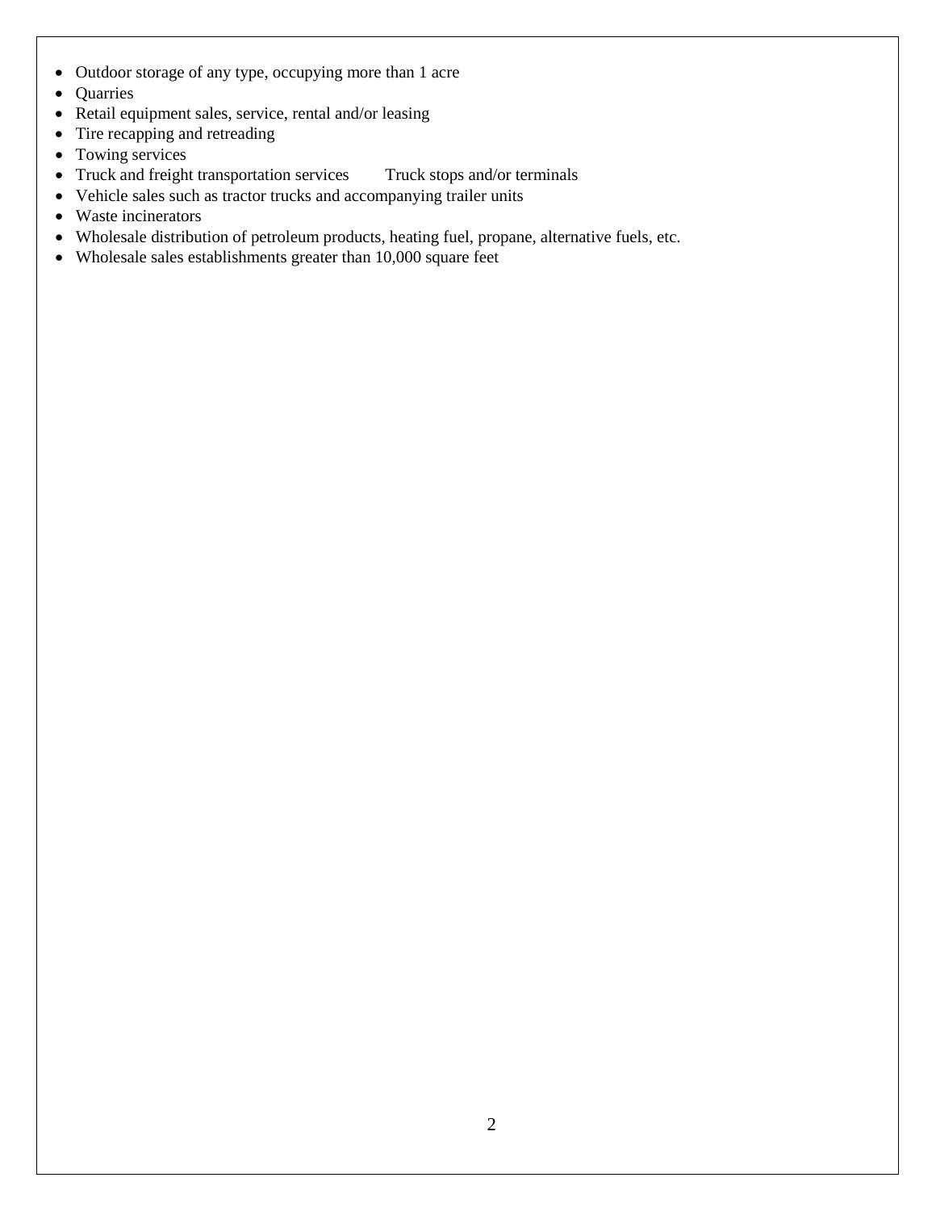- Outdoor storage of any type, occupying more than 1 acre
- Quarries
- Retail equipment sales, service, rental and/or leasing
- Tire recapping and retreading
- Towing services
- Truck and freight transportation services        Truck stops and/or terminals
- Vehicle sales such as tractor trucks and accompanying trailer units
- Waste incinerators
- Wholesale distribution of petroleum products, heating fuel, propane, alternative fuels, etc.
- Wholesale sales establishments greater than 10,000 square feet